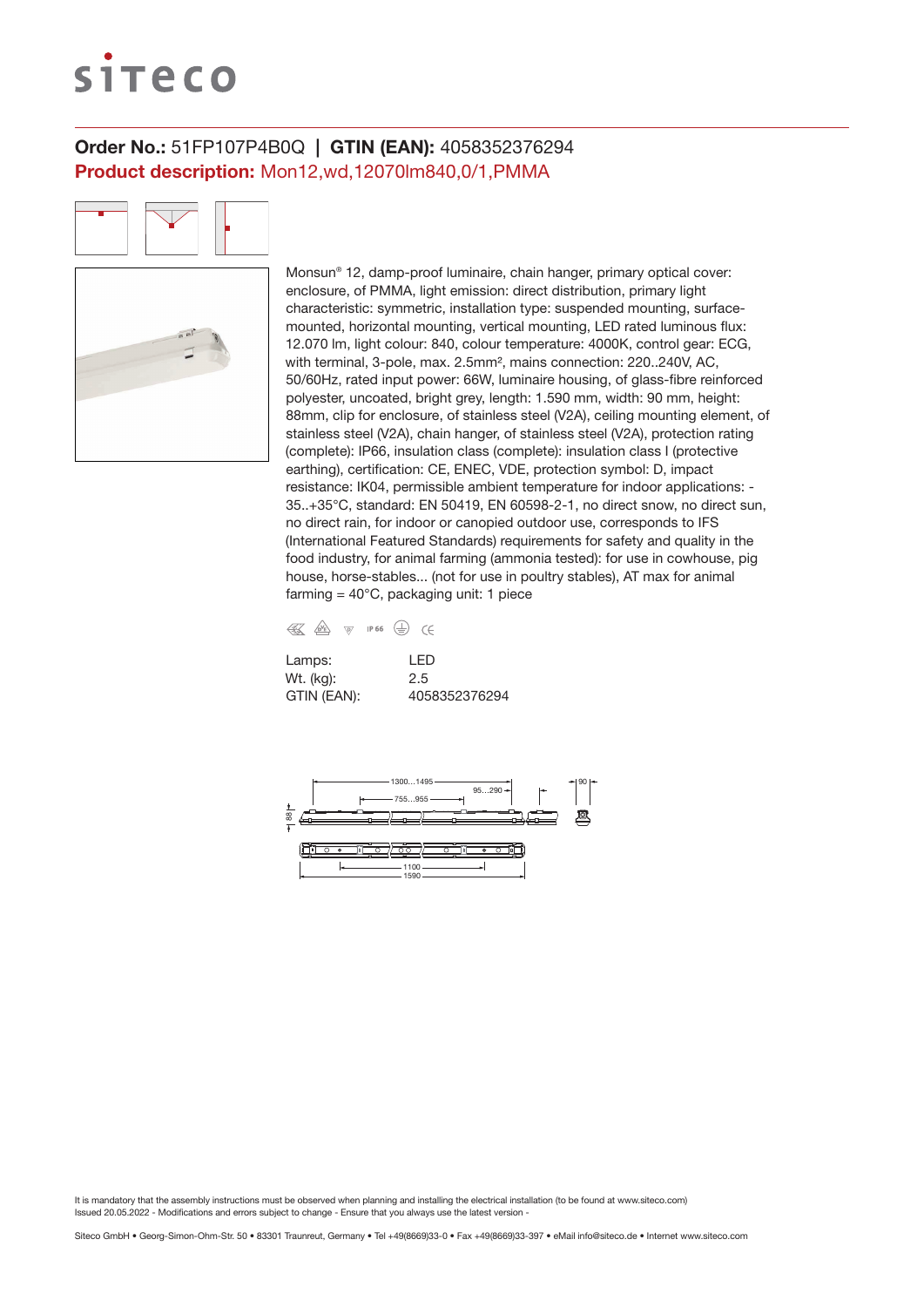# siteco

**Order No.:** 51FP107P4B0Q | **GTIN (EAN):** 4058352376294

**Product description:** Mon12,wd,12070lm840,0/1,PMMA

Monsun® 12, damp-proof luminaire, chain hanger, primary optical cover: enclosure, of PMMA, light emission: direct distribution, primary light characteristic: symmetric, installation type: suspended mounting, surface-mounted, horizontal mounting, vertical mounting, LED rated luminous flux: 12.070 lm, light colour: 840, colour temperature: 4000K, control gear: ECG, with terminal, 3-pole, max. 2.5mm², mains connection: 220..240V, AC, 50/60Hz, rated input power: 66W, luminaire housing, of glass-fibre reinforced polyester, uncoated, bright grey, length: 1.590 mm, width: 90 mm, height: 88mm, clip for enclosure, of stainless steel (V2A), ceiling mounting element, of stainless steel (V2A), chain hanger, of stainless steel (V2A), protection rating (complete): IP66, insulation class (complete): insulation class I (protective earthing), certification: CE, ENEC, VDE, protection symbol: D, impact resistance: IK04, permissible ambient temperature for indoor applications: -35..+35°C, standard: EN 50419, EN 60598-2-1, no direct snow, no direct sun, no direct rain, for indoor or canopied outdoor use, corresponds to IFS (International Featured Standards) requirements for safety and quality in the food industry, for animal farming (ammonia tested): for use in cowhouse, pig house, horse-stables... (not for use in poultry stables), AT max for animal farming = 40°C, packaging unit: 1 piece

IP 66 CE

| | |
|---|---|
| Lamps: | LED |
| Wt. (kg): | 2.5 |
| GTIN (EAN): | 4058352376294 |

1300...1495
755...955
95...290
90
88
1100
1590

It is mandatory that the assembly instructions must be observed when planning and installing the electrical installation (to be found at www.siteco.com)
Issued 20.05.2022 - Modifications and errors subject to change - Ensure that you always use the latest version -

Siteco GmbH • Georg-Simon-Ohm-Str. 50 • 83301 Traunreut, Germany • Tel +49(8669)33-0 • Fax +49(8669)33-397 • eMail info@siteco.de • Internet www.siteco.com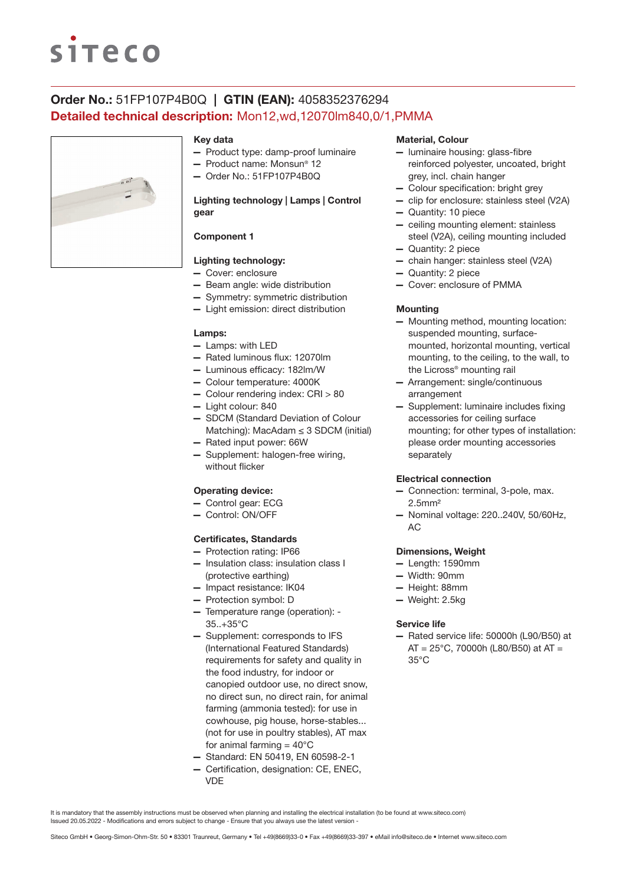**Order No.:** 51FP107P4B0Q | **GTIN (EAN):** 4058352376294

**Detailed technical description:** Mon12,wd,12070lm840,0/1,PMMA

## Key data

- Product type: damp-proof luminaire
- Product name: Monsun® 12
- Order No.: 51FP107P4B0Q

## Lighting technology | Lamps | Control gear

### Component 1

**Lighting technology:**

- Cover: enclosure
- Beam angle: wide distribution
- Symmetry: symmetric distribution
- Light emission: direct distribution

**Lamps:**

- Lamps: with LED
- Rated luminous flux: 12070lm
- Luminous efficacy: 182lm/W
- Colour temperature: 4000K
- Colour rendering index: CRI > 80
- Light colour: 840
- SDCM (Standard Deviation of Colour Matching): MacAdam ≤ 3 SDCM (initial)
- Rated input power: 66W
- Supplement: halogen-free wiring, without flicker

**Operating device:**

- Control gear: ECG
- Control: ON/OFF

## Certificates, Standards

- Protection rating: IP66
- Insulation class: insulation class I (protective earthing)
- Impact resistance: IK04
- Protection symbol: D
- Temperature range (operation): -35..+35°C
- Supplement: corresponds to IFS (International Featured Standards) requirements for safety and quality in the food industry, for indoor or canopied outdoor use, no direct snow, no direct rain, no direct sun, for animal farming (ammonia tested): for use in cowhouse, pig house, horse-stables... (not for use in poultry stables), AT max for animal farming = 40°C
- Standard: EN 50419, EN 60598-2-1
- Certification, designation: CE, ENEC, VDE

## Material, Colour

- luminaire housing: glass-fibre reinforced polyester, uncoated, bright grey, incl. chain hanger
- Colour specification: bright grey
- clip for enclosure: stainless steel (V2A)
- Quantity: 10 piece
- ceiling mounting element: stainless steel (V2A), ceiling mounting included
- Quantity: 2 piece
- chain hanger: stainless steel (V2A)
- Quantity: 2 piece
- Cover: enclosure of PMMA

## Mounting

- Mounting method, mounting location: suspended mounting, surface-mounted, horizontal mounting, vertical mounting, to the ceiling, to the wall, to the Licross® mounting rail
- Arrangement: single/continuous arrangement
- Supplement: luminaire includes fixing accessories for ceiling surface mounting; for other types of installation: please order mounting accessories separately

## Electrical connection

- Connection: terminal, 3-pole, max. 2.5mm²
- Nominal voltage: 220..240V, 50/60Hz, AC

## Dimensions, Weight

- Length: 1590mm
- Width: 90mm
- Height: 88mm
- Weight: 2.5kg

## Service life

- Rated service life: 50000h (L90/B50) at AT = 25°C, 70000h (L80/B50) at AT = 35°C

It is mandatory that the assembly instructions must be observed when planning and installing the electrical installation (to be found at www.siteco.com)
Issued 20.05.2022 - Modifications and errors subject to change - Ensure that you always use the latest version -

Siteco GmbH • Georg-Simon-Ohm-Str. 50 • 83301 Traunreut, Germany • Tel +49(8669)33-0 • Fax +49(8669)33-397 • eMail info@siteco.de • Internet www.siteco.com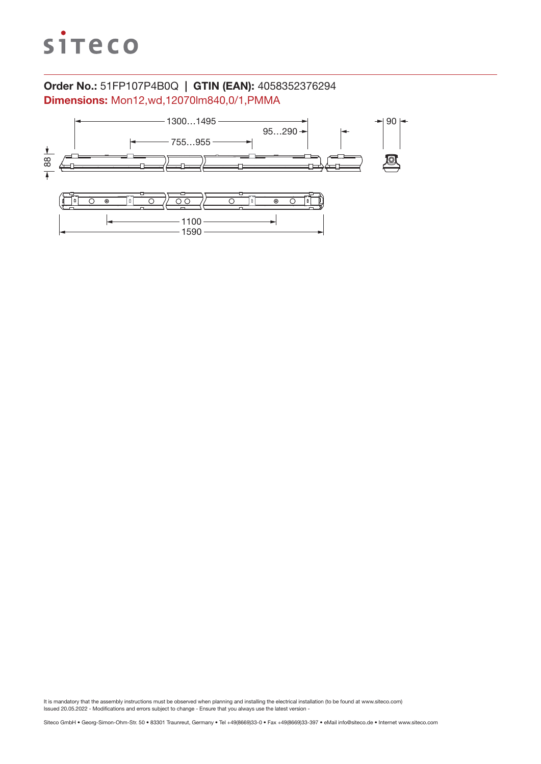**Order No.:** 51FP107P4B0Q | **GTIN (EAN):** 4058352376294

**Dimensions:** Mon12,wd,12070lm840,0/1,PMMA

1300…1495

95…290

755…955

90

88

1100

1590

It is mandatory that the assembly instructions must be observed when planning and installing the electrical installation (to be found at www.siteco.com)
Issued 20.05.2022 - Modifications and errors subject to change - Ensure that you always use the latest version -

Siteco GmbH • Georg-Simon-Ohm-Str. 50 • 83301 Traunreut, Germany • Tel +49(8669)33-0 • Fax +49(8669)33-397 • eMail info@siteco.de • Internet www.siteco.com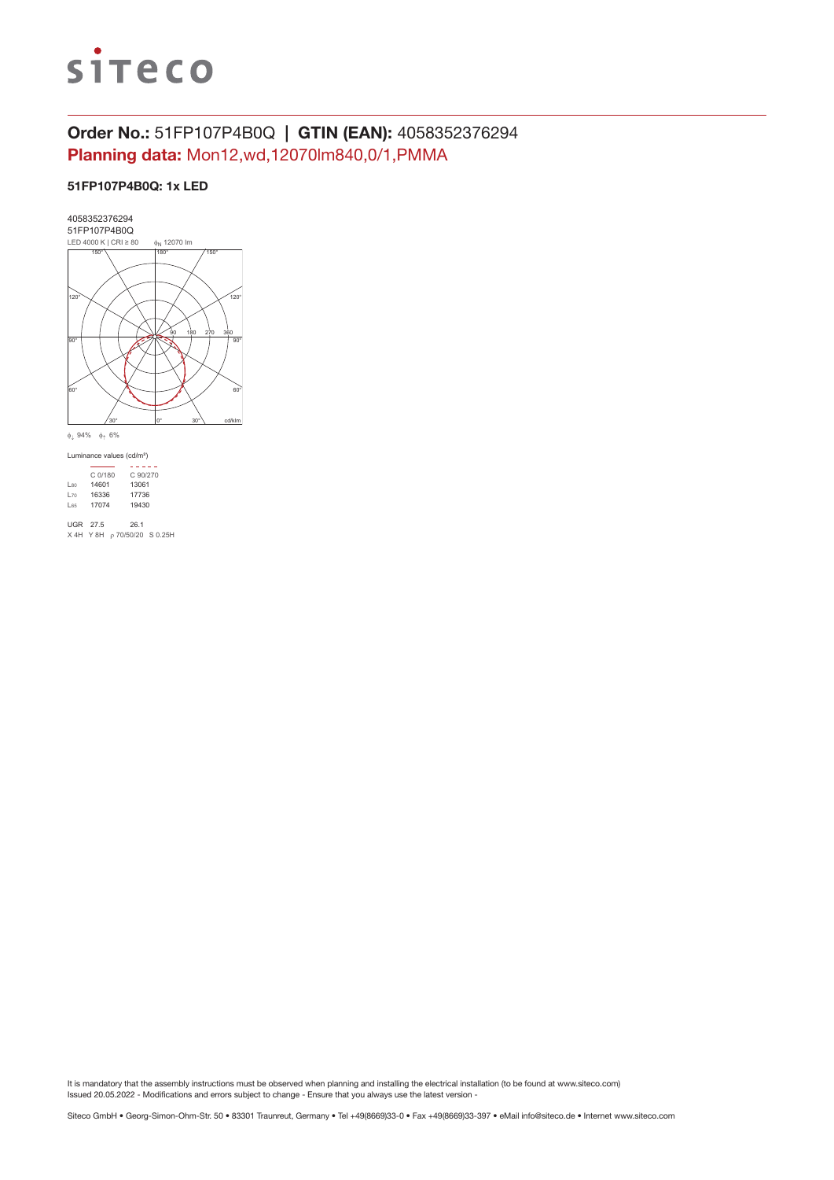**Order No.:** 51FP107P4B0Q | **GTIN (EAN):** 4058352376294

**Planning data:** Mon12,wd,12070lm840,0/1,PMMA

### 51FP107P4B0Q: 1x LED

4058352376294
51FP107P4B0Q
LED 4000 K | CRI ≥ 80 $\phi_N$ 12070 lm

150° 180° 150°
120° 120°
90 180 270 360
90° 90°
60° 60°
30° 0° 30° cd/klm

$\phi_\downarrow$ 94% $\phi_\uparrow$ 6%

Luminance values (cd/m²)

| | C 0/180 | C 90/270 |
|---|---|---|
| $L_{80}$ | 14601 | 13061 |
| $L_{70}$ | 16336 | 17736 |
| $L_{65}$ | 17074 | 19430 |

UGR 27.5 26.1
X 4H Y 8H ρ 70/50/20 S 0.25H

It is mandatory that the assembly instructions must be observed when planning and installing the electrical installation (to be found at www.siteco.com)
Issued 20.05.2022 - Modifications and errors subject to change - Ensure that you always use the latest version -

Siteco GmbH • Georg-Simon-Ohm-Str. 50 • 83301 Traunreut, Germany • Tel +49(8669)33-0 • Fax +49(8669)33-397 • eMail info@siteco.de • Internet www.siteco.com